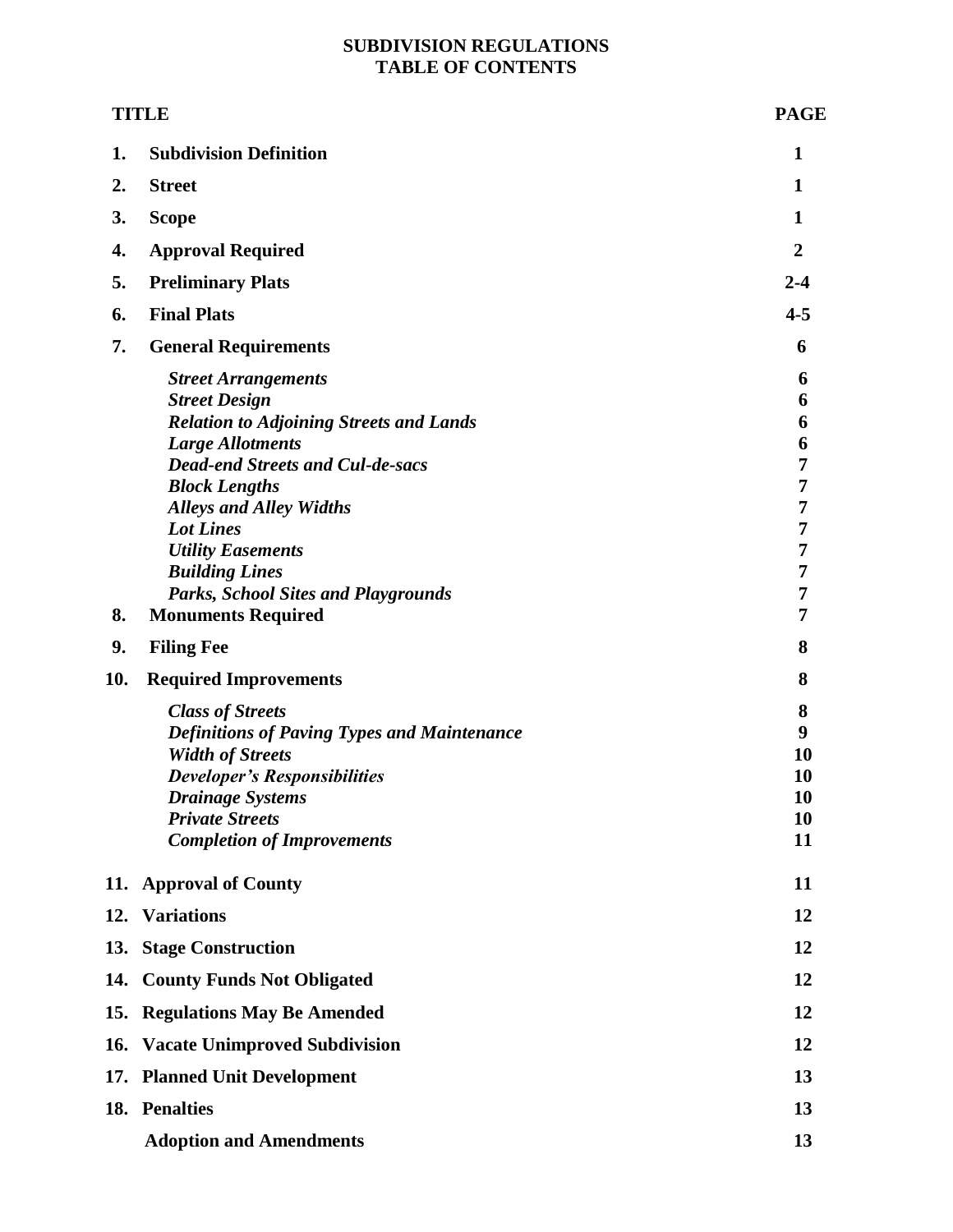# SUBDIVISION REGULATIONS
# TABLE OF CONTENTS

| TITLE | | PAGE |
|---|---|---|
| **1.** | **Subdivision Definition** | **1** |
| **2.** | **Street** | **1** |
| **3.** | **Scope** | **1** |
| **4.** | **Approval Required** | **2** |
| **5.** | **Preliminary Plats** | **2-4** |
| **6.** | **Final Plats** | **4-5** |
| **7.** | **General Requirements** | **6** |
| | ***Street Arrangements*** | **6** |
| | ***Street Design*** | **6** |
| | ***Relation to Adjoining Streets and Lands*** | **6** |
| | ***Large Allotments*** | **6** |
| | ***Dead-end Streets and Cul-de-sacs*** | **7** |
| | ***Block Lengths*** | **7** |
| | ***Alleys and Alley Widths*** | **7** |
| | ***Lot Lines*** | **7** |
| | ***Utility Easements*** | **7** |
| | ***Building Lines*** | **7** |
| | ***Parks, School Sites and Playgrounds*** | **7** |
| **8.** | **Monuments Required** | **7** |
| **9.** | **Filing Fee** | **8** |
| **10.** | **Required Improvements** | **8** |
| | ***Class of Streets*** | **8** |
| | ***Definitions of Paving Types and Maintenance*** | **9** |
| | ***Width of Streets*** | **10** |
| | ***Developer's Responsibilities*** | **10** |
| | ***Drainage Systems*** | **10** |
| | ***Private Streets*** | **10** |
| | ***Completion of Improvements*** | **11** |
| **11.** | **Approval of County** | **11** |
| **12.** | **Variations** | **12** |
| **13.** | **Stage Construction** | **12** |
| **14.** | **County Funds Not Obligated** | **12** |
| **15.** | **Regulations May Be Amended** | **12** |
| **16.** | **Vacate Unimproved Subdivision** | **12** |
| **17.** | **Planned Unit Development** | **13** |
| **18.** | **Penalties** | **13** |
| | **Adoption and Amendments** | **13** |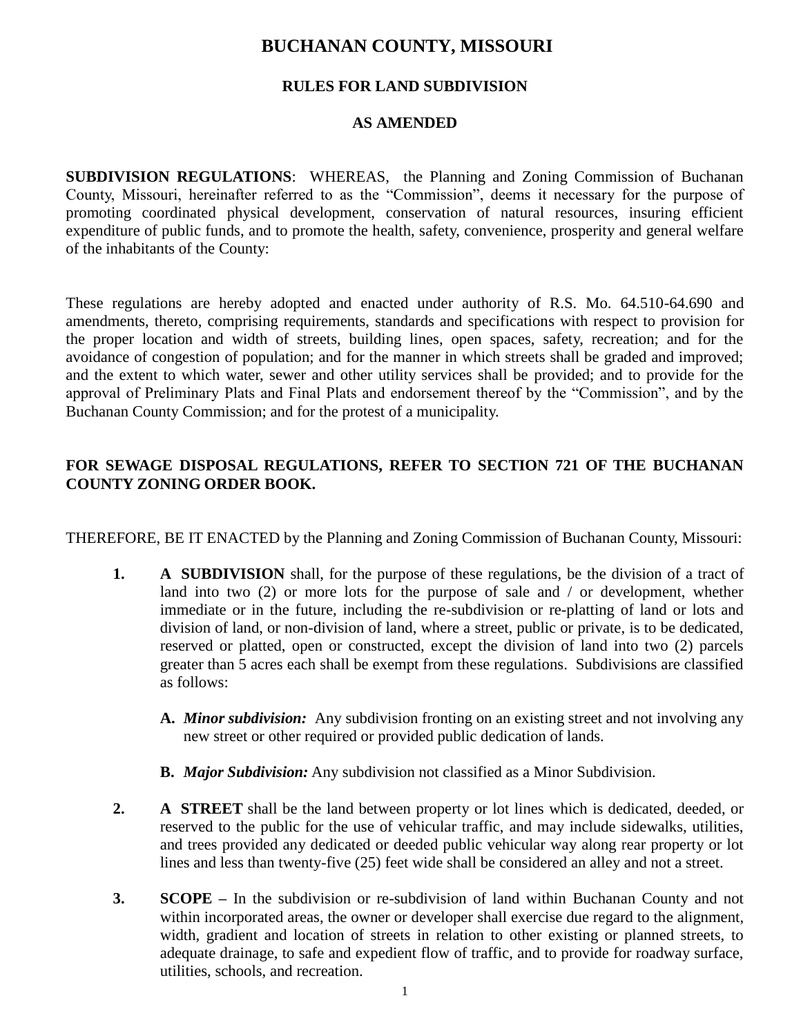# BUCHANAN COUNTY, MISSOURI

## RULES FOR LAND SUBDIVISION

## AS AMENDED

**SUBDIVISION REGULATIONS**: WHEREAS, the Planning and Zoning Commission of Buchanan County, Missouri, hereinafter referred to as the "Commission", deems it necessary for the purpose of promoting coordinated physical development, conservation of natural resources, insuring efficient expenditure of public funds, and to promote the health, safety, convenience, prosperity and general welfare of the inhabitants of the County:

These regulations are hereby adopted and enacted under authority of R.S. Mo. 64.510-64.690 and amendments, thereto, comprising requirements, standards and specifications with respect to provision for the proper location and width of streets, building lines, open spaces, safety, recreation; and for the avoidance of congestion of population; and for the manner in which streets shall be graded and improved; and the extent to which water, sewer and other utility services shall be provided; and to provide for the approval of Preliminary Plats and Final Plats and endorsement thereof by the "Commission", and by the Buchanan County Commission; and for the protest of a municipality.

**FOR SEWAGE DISPOSAL REGULATIONS, REFER TO SECTION 721 OF THE BUCHANAN COUNTY ZONING ORDER BOOK.**

THEREFORE, BE IT ENACTED by the Planning and Zoning Commission of Buchanan County, Missouri:

1. **A SUBDIVISION** shall, for the purpose of these regulations, be the division of a tract of land into two (2) or more lots for the purpose of sale and / or development, whether immediate or in the future, including the re-subdivision or re-platting of land or lots and division of land, or non-division of land, where a street, public or private, is to be dedicated, reserved or platted, open or constructed, except the division of land into two (2) parcels greater than 5 acres each shall be exempt from these regulations. Subdivisions are classified as follows:

   **A.** ***Minor subdivision:*** Any subdivision fronting on an existing street and not involving any new street or other required or provided public dedication of lands.

   **B.** ***Major Subdivision:*** Any subdivision not classified as a Minor Subdivision.

2. **A STREET** shall be the land between property or lot lines which is dedicated, deeded, or reserved to the public for the use of vehicular traffic, and may include sidewalks, utilities, and trees provided any dedicated or deeded public vehicular way along rear property or lot lines and less than twenty-five (25) feet wide shall be considered an alley and not a street.

3. **SCOPE –** In the subdivision or re-subdivision of land within Buchanan County and not within incorporated areas, the owner or developer shall exercise due regard to the alignment, width, gradient and location of streets in relation to other existing or planned streets, to adequate drainage, to safe and expedient flow of traffic, and to provide for roadway surface, utilities, schools, and recreation.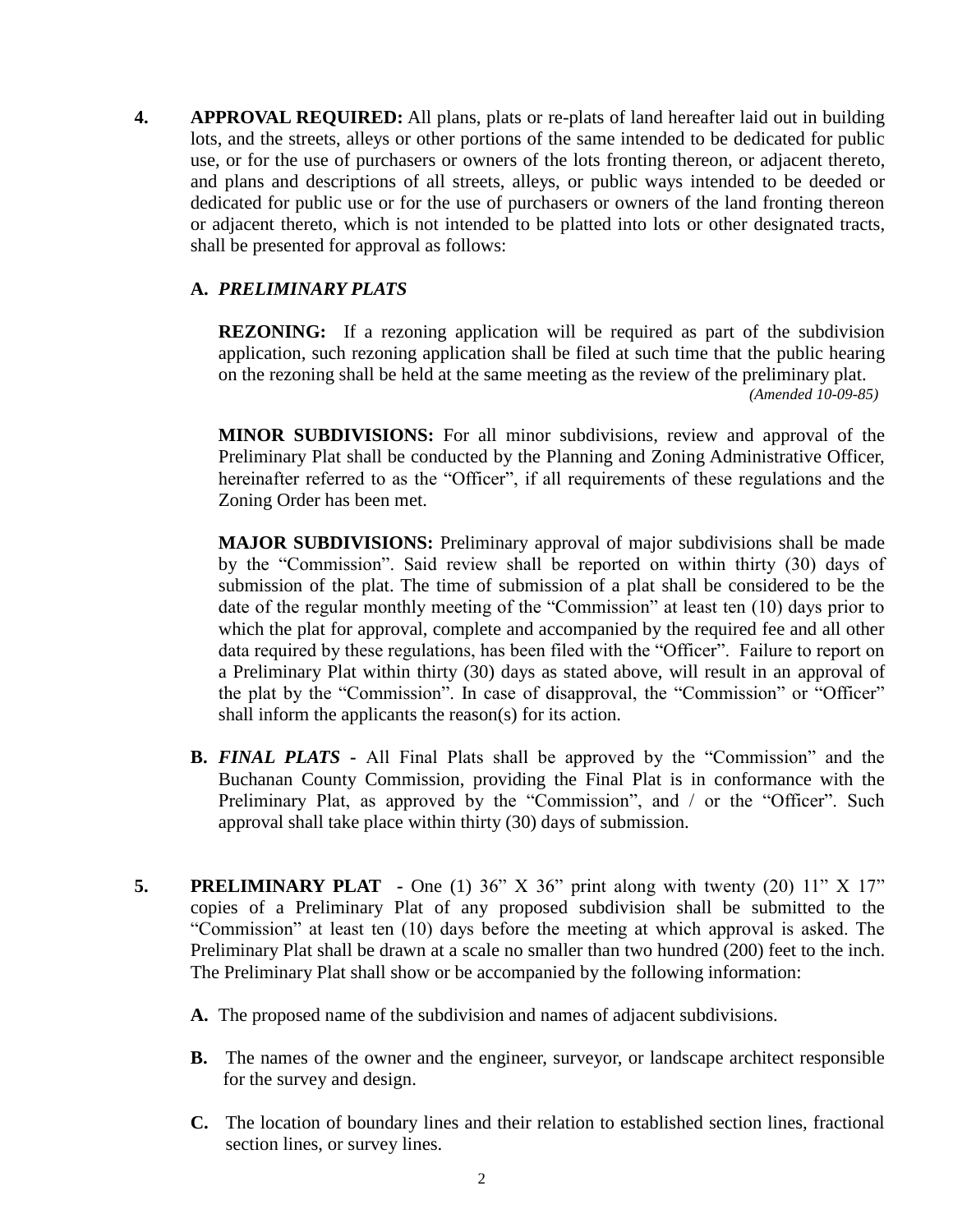**4.** **APPROVAL REQUIRED:** All plans, plats or re-plats of land hereafter laid out in building lots, and the streets, alleys or other portions of the same intended to be dedicated for public use, or for the use of purchasers or owners of the lots fronting thereon, or adjacent thereto, and plans and descriptions of all streets, alleys, or public ways intended to be deeded or dedicated for public use or for the use of purchasers or owners of the land fronting thereon or adjacent thereto, which is not intended to be platted into lots or other designated tracts, shall be presented for approval as follows:

**A.** ***PRELIMINARY PLATS***

**REZONING:** If a rezoning application will be required as part of the subdivision application, such rezoning application shall be filed at such time that the public hearing on the rezoning shall be held at the same meeting as the review of the preliminary plat. *(Amended 10-09-85)*

**MINOR SUBDIVISIONS:** For all minor subdivisions, review and approval of the Preliminary Plat shall be conducted by the Planning and Zoning Administrative Officer, hereinafter referred to as the "Officer", if all requirements of these regulations and the Zoning Order has been met.

**MAJOR SUBDIVISIONS:** Preliminary approval of major subdivisions shall be made by the "Commission". Said review shall be reported on within thirty (30) days of submission of the plat. The time of submission of a plat shall be considered to be the date of the regular monthly meeting of the "Commission" at least ten (10) days prior to which the plat for approval, complete and accompanied by the required fee and all other data required by these regulations, has been filed with the "Officer". Failure to report on a Preliminary Plat within thirty (30) days as stated above, will result in an approval of the plat by the "Commission". In case of disapproval, the "Commission" or "Officer" shall inform the applicants the reason(s) for its action.

**B.** ***FINAL PLATS*** **-** All Final Plats shall be approved by the "Commission" and the Buchanan County Commission, providing the Final Plat is in conformance with the Preliminary Plat, as approved by the "Commission", and / or the "Officer". Such approval shall take place within thirty (30) days of submission.

**5.** **PRELIMINARY PLAT** - One (1) 36" X 36" print along with twenty (20) 11" X 17" copies of a Preliminary Plat of any proposed subdivision shall be submitted to the "Commission" at least ten (10) days before the meeting at which approval is asked. The Preliminary Plat shall be drawn at a scale no smaller than two hundred (200) feet to the inch. The Preliminary Plat shall show or be accompanied by the following information:

**A.** The proposed name of the subdivision and names of adjacent subdivisions.

**B.** The names of the owner and the engineer, surveyor, or landscape architect responsible for the survey and design.

**C.** The location of boundary lines and their relation to established section lines, fractional section lines, or survey lines.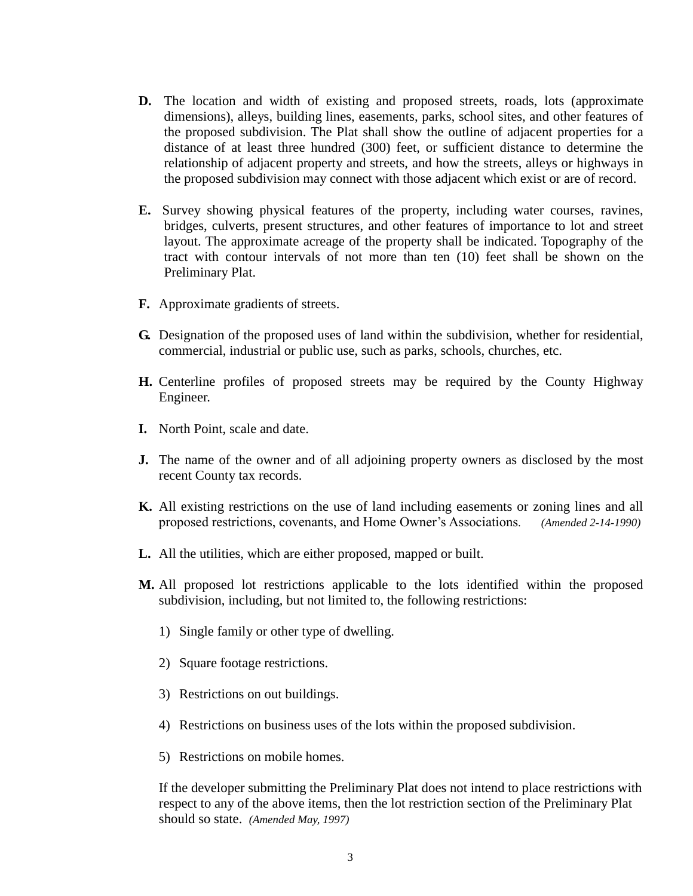**D.** The location and width of existing and proposed streets, roads, lots (approximate dimensions), alleys, building lines, easements, parks, school sites, and other features of the proposed subdivision. The Plat shall show the outline of adjacent properties for a distance of at least three hundred (300) feet, or sufficient distance to determine the relationship of adjacent property and streets, and how the streets, alleys or highways in the proposed subdivision may connect with those adjacent which exist or are of record.

**E.** Survey showing physical features of the property, including water courses, ravines, bridges, culverts, present structures, and other features of importance to lot and street layout. The approximate acreage of the property shall be indicated. Topography of the tract with contour intervals of not more than ten (10) feet shall be shown on the Preliminary Plat.

**F.** Approximate gradients of streets.

**G.** Designation of the proposed uses of land within the subdivision, whether for residential, commercial, industrial or public use, such as parks, schools, churches, etc.

**H.** Centerline profiles of proposed streets may be required by the County Highway Engineer.

**I.** North Point, scale and date.

**J.** The name of the owner and of all adjoining property owners as disclosed by the most recent County tax records.

**K.** All existing restrictions on the use of land including easements or zoning lines and all proposed restrictions, covenants, and Home Owner's Associations. *(Amended 2-14-1990)*

**L.** All the utilities, which are either proposed, mapped or built.

**M.** All proposed lot restrictions applicable to the lots identified within the proposed subdivision, including, but not limited to, the following restrictions:

1) Single family or other type of dwelling.

2) Square footage restrictions.

3) Restrictions on out buildings.

4) Restrictions on business uses of the lots within the proposed subdivision.

5) Restrictions on mobile homes.

If the developer submitting the Preliminary Plat does not intend to place restrictions with respect to any of the above items, then the lot restriction section of the Preliminary Plat should so state. *(Amended May, 1997)*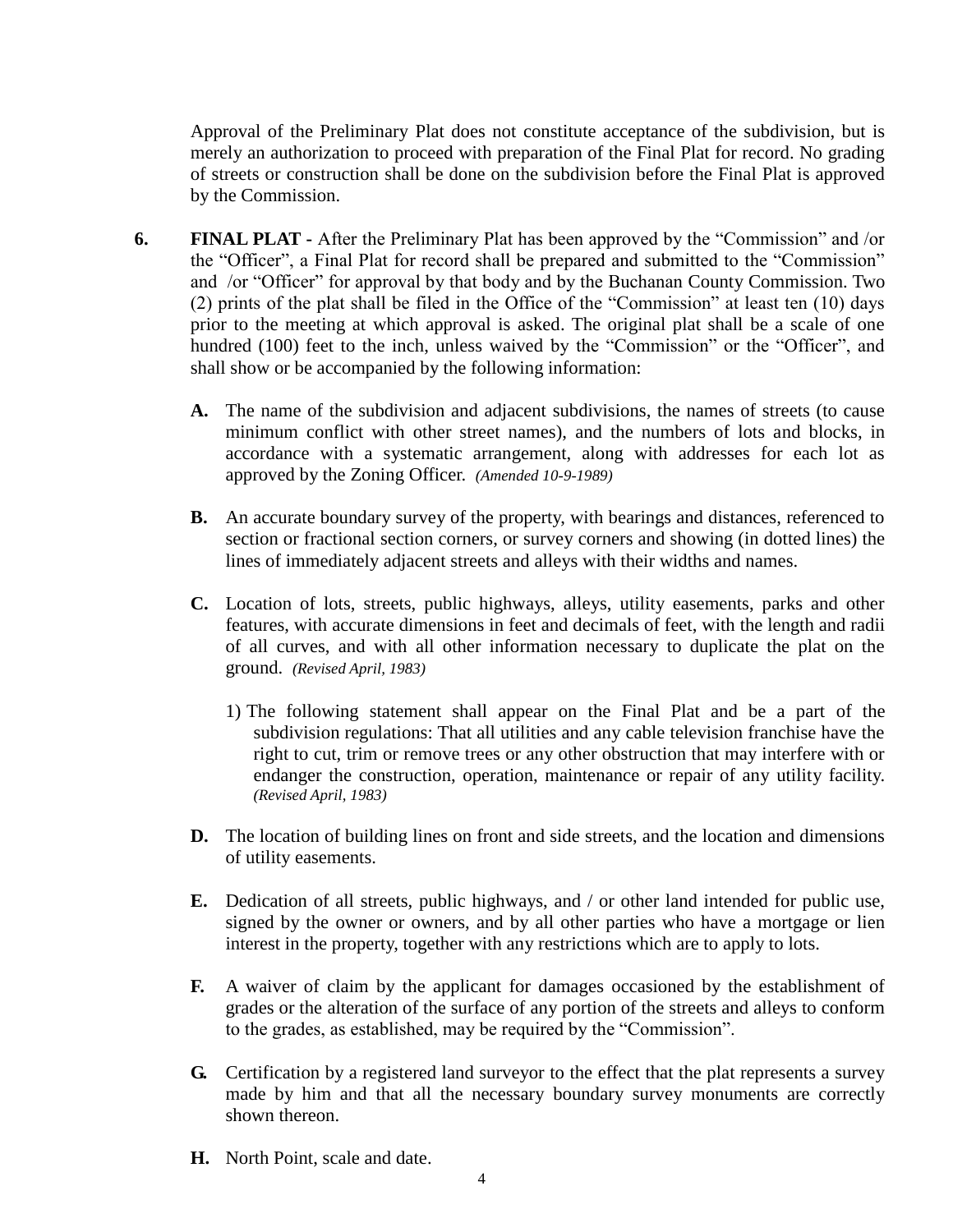Approval of the Preliminary Plat does not constitute acceptance of the subdivision, but is merely an authorization to proceed with preparation of the Final Plat for record. No grading of streets or construction shall be done on the subdivision before the Final Plat is approved by the Commission.

**6. FINAL PLAT -** After the Preliminary Plat has been approved by the "Commission" and /or the "Officer", a Final Plat for record shall be prepared and submitted to the "Commission" and /or "Officer" for approval by that body and by the Buchanan County Commission. Two (2) prints of the plat shall be filed in the Office of the "Commission" at least ten (10) days prior to the meeting at which approval is asked. The original plat shall be a scale of one hundred (100) feet to the inch, unless waived by the "Commission" or the "Officer", and shall show or be accompanied by the following information:

**A.** The name of the subdivision and adjacent subdivisions, the names of streets (to cause minimum conflict with other street names), and the numbers of lots and blocks, in accordance with a systematic arrangement, along with addresses for each lot as approved by the Zoning Officer. *(Amended 10-9-1989)*

**B.** An accurate boundary survey of the property, with bearings and distances, referenced to section or fractional section corners, or survey corners and showing (in dotted lines) the lines of immediately adjacent streets and alleys with their widths and names.

**C.** Location of lots, streets, public highways, alleys, utility easements, parks and other features, with accurate dimensions in feet and decimals of feet, with the length and radii of all curves, and with all other information necessary to duplicate the plat on the ground. *(Revised April, 1983)*

1) The following statement shall appear on the Final Plat and be a part of the subdivision regulations: That all utilities and any cable television franchise have the right to cut, trim or remove trees or any other obstruction that may interfere with or endanger the construction, operation, maintenance or repair of any utility facility. *(Revised April, 1983)*

**D.** The location of building lines on front and side streets, and the location and dimensions of utility easements.

**E.** Dedication of all streets, public highways, and / or other land intended for public use, signed by the owner or owners, and by all other parties who have a mortgage or lien interest in the property, together with any restrictions which are to apply to lots.

**F.** A waiver of claim by the applicant for damages occasioned by the establishment of grades or the alteration of the surface of any portion of the streets and alleys to conform to the grades, as established, may be required by the "Commission".

**G.** Certification by a registered land surveyor to the effect that the plat represents a survey made by him and that all the necessary boundary survey monuments are correctly shown thereon.

**H.** North Point, scale and date.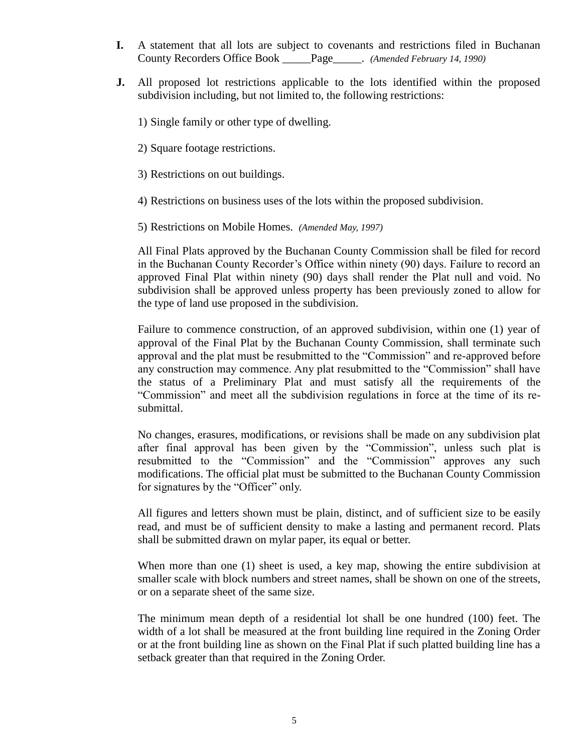**I.** A statement that all lots are subject to covenants and restrictions filed in Buchanan County Recorders Office Book _____Page_____. *(Amended February 14, 1990)*

**J.** All proposed lot restrictions applicable to the lots identified within the proposed subdivision including, but not limited to, the following restrictions:

1) Single family or other type of dwelling.

2) Square footage restrictions.

3) Restrictions on out buildings.

4) Restrictions on business uses of the lots within the proposed subdivision.

5) Restrictions on Mobile Homes. *(Amended May, 1997)*

All Final Plats approved by the Buchanan County Commission shall be filed for record in the Buchanan County Recorder's Office within ninety (90) days. Failure to record an approved Final Plat within ninety (90) days shall render the Plat null and void. No subdivision shall be approved unless property has been previously zoned to allow for the type of land use proposed in the subdivision.

Failure to commence construction, of an approved subdivision, within one (1) year of approval of the Final Plat by the Buchanan County Commission, shall terminate such approval and the plat must be resubmitted to the "Commission" and re-approved before any construction may commence. Any plat resubmitted to the "Commission" shall have the status of a Preliminary Plat and must satisfy all the requirements of the "Commission" and meet all the subdivision regulations in force at the time of its re-submittal.

No changes, erasures, modifications, or revisions shall be made on any subdivision plat after final approval has been given by the "Commission", unless such plat is resubmitted to the "Commission" and the "Commission" approves any such modifications. The official plat must be submitted to the Buchanan County Commission for signatures by the "Officer" only.

All figures and letters shown must be plain, distinct, and of sufficient size to be easily read, and must be of sufficient density to make a lasting and permanent record. Plats shall be submitted drawn on mylar paper, its equal or better.

When more than one (1) sheet is used, a key map, showing the entire subdivision at smaller scale with block numbers and street names, shall be shown on one of the streets, or on a separate sheet of the same size.

The minimum mean depth of a residential lot shall be one hundred (100) feet. The width of a lot shall be measured at the front building line required in the Zoning Order or at the front building line as shown on the Final Plat if such platted building line has a setback greater than that required in the Zoning Order.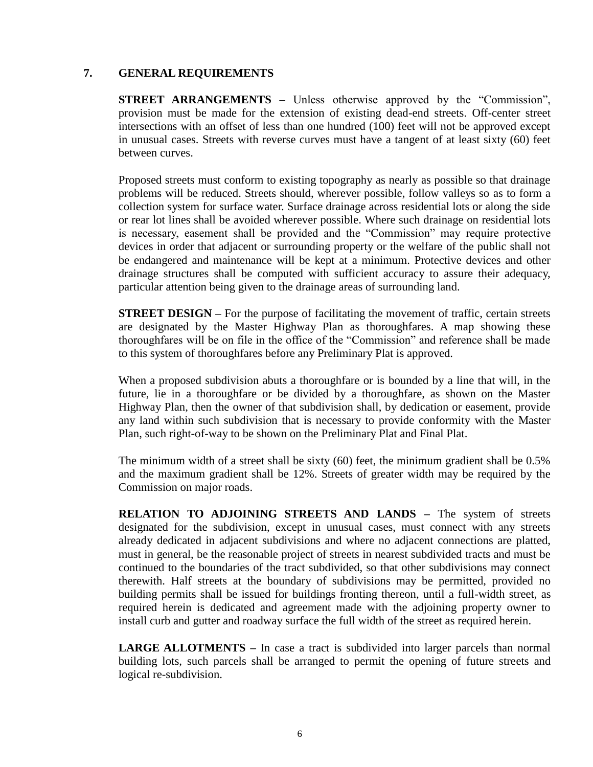## 7. GENERAL REQUIREMENTS

**STREET ARRANGEMENTS –** Unless otherwise approved by the "Commission", provision must be made for the extension of existing dead-end streets. Off-center street intersections with an offset of less than one hundred (100) feet will not be approved except in unusual cases. Streets with reverse curves must have a tangent of at least sixty (60) feet between curves.

Proposed streets must conform to existing topography as nearly as possible so that drainage problems will be reduced. Streets should, wherever possible, follow valleys so as to form a collection system for surface water. Surface drainage across residential lots or along the side or rear lot lines shall be avoided wherever possible. Where such drainage on residential lots is necessary, easement shall be provided and the "Commission" may require protective devices in order that adjacent or surrounding property or the welfare of the public shall not be endangered and maintenance will be kept at a minimum. Protective devices and other drainage structures shall be computed with sufficient accuracy to assure their adequacy, particular attention being given to the drainage areas of surrounding land.

**STREET DESIGN –** For the purpose of facilitating the movement of traffic, certain streets are designated by the Master Highway Plan as thoroughfares. A map showing these thoroughfares will be on file in the office of the "Commission" and reference shall be made to this system of thoroughfares before any Preliminary Plat is approved.

When a proposed subdivision abuts a thoroughfare or is bounded by a line that will, in the future, lie in a thoroughfare or be divided by a thoroughfare, as shown on the Master Highway Plan, then the owner of that subdivision shall, by dedication or easement, provide any land within such subdivision that is necessary to provide conformity with the Master Plan, such right-of-way to be shown on the Preliminary Plat and Final Plat.

The minimum width of a street shall be sixty (60) feet, the minimum gradient shall be 0.5% and the maximum gradient shall be 12%. Streets of greater width may be required by the Commission on major roads.

**RELATION TO ADJOINING STREETS AND LANDS –** The system of streets designated for the subdivision, except in unusual cases, must connect with any streets already dedicated in adjacent subdivisions and where no adjacent connections are platted, must in general, be the reasonable project of streets in nearest subdivided tracts and must be continued to the boundaries of the tract subdivided, so that other subdivisions may connect therewith. Half streets at the boundary of subdivisions may be permitted, provided no building permits shall be issued for buildings fronting thereon, until a full-width street, as required herein is dedicated and agreement made with the adjoining property owner to install curb and gutter and roadway surface the full width of the street as required herein.

**LARGE ALLOTMENTS –** In case a tract is subdivided into larger parcels than normal building lots, such parcels shall be arranged to permit the opening of future streets and logical re-subdivision.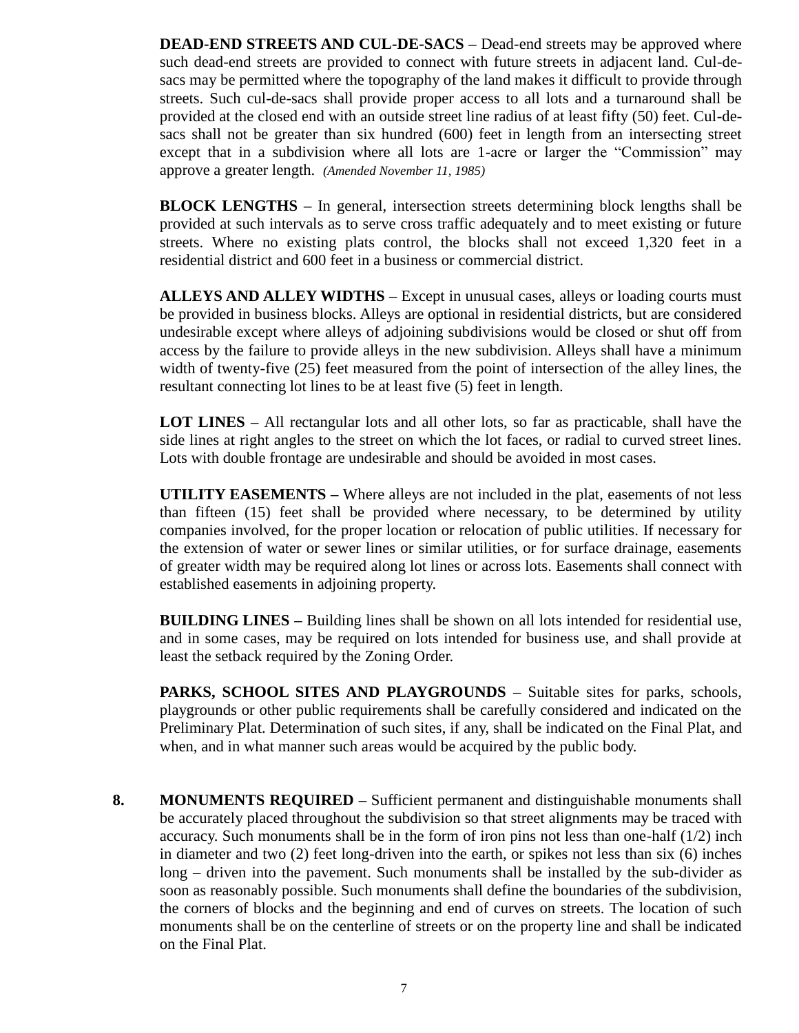**DEAD-END STREETS AND CUL-DE-SACS –** Dead-end streets may be approved where such dead-end streets are provided to connect with future streets in adjacent land. Cul-de-sacs may be permitted where the topography of the land makes it difficult to provide through streets. Such cul-de-sacs shall provide proper access to all lots and a turnaround shall be provided at the closed end with an outside street line radius of at least fifty (50) feet. Cul-de-sacs shall not be greater than six hundred (600) feet in length from an intersecting street except that in a subdivision where all lots are 1-acre or larger the "Commission" may approve a greater length. *(Amended November 11, 1985)*

**BLOCK LENGTHS –** In general, intersection streets determining block lengths shall be provided at such intervals as to serve cross traffic adequately and to meet existing or future streets. Where no existing plats control, the blocks shall not exceed 1,320 feet in a residential district and 600 feet in a business or commercial district.

**ALLEYS AND ALLEY WIDTHS –** Except in unusual cases, alleys or loading courts must be provided in business blocks. Alleys are optional in residential districts, but are considered undesirable except where alleys of adjoining subdivisions would be closed or shut off from access by the failure to provide alleys in the new subdivision. Alleys shall have a minimum width of twenty-five (25) feet measured from the point of intersection of the alley lines, the resultant connecting lot lines to be at least five (5) feet in length.

**LOT LINES –** All rectangular lots and all other lots, so far as practicable, shall have the side lines at right angles to the street on which the lot faces, or radial to curved street lines. Lots with double frontage are undesirable and should be avoided in most cases.

**UTILITY EASEMENTS –** Where alleys are not included in the plat, easements of not less than fifteen (15) feet shall be provided where necessary, to be determined by utility companies involved, for the proper location or relocation of public utilities. If necessary for the extension of water or sewer lines or similar utilities, or for surface drainage, easements of greater width may be required along lot lines or across lots. Easements shall connect with established easements in adjoining property.

**BUILDING LINES –** Building lines shall be shown on all lots intended for residential use, and in some cases, may be required on lots intended for business use, and shall provide at least the setback required by the Zoning Order.

**PARKS, SCHOOL SITES AND PLAYGROUNDS –** Suitable sites for parks, schools, playgrounds or other public requirements shall be carefully considered and indicated on the Preliminary Plat. Determination of such sites, if any, shall be indicated on the Final Plat, and when, and in what manner such areas would be acquired by the public body.

**8. MONUMENTS REQUIRED –** Sufficient permanent and distinguishable monuments shall be accurately placed throughout the subdivision so that street alignments may be traced with accuracy. Such monuments shall be in the form of iron pins not less than one-half (1/2) inch in diameter and two (2) feet long-driven into the earth, or spikes not less than six (6) inches long – driven into the pavement. Such monuments shall be installed by the sub-divider as soon as reasonably possible. Such monuments shall define the boundaries of the subdivision, the corners of blocks and the beginning and end of curves on streets. The location of such monuments shall be on the centerline of streets or on the property line and shall be indicated on the Final Plat.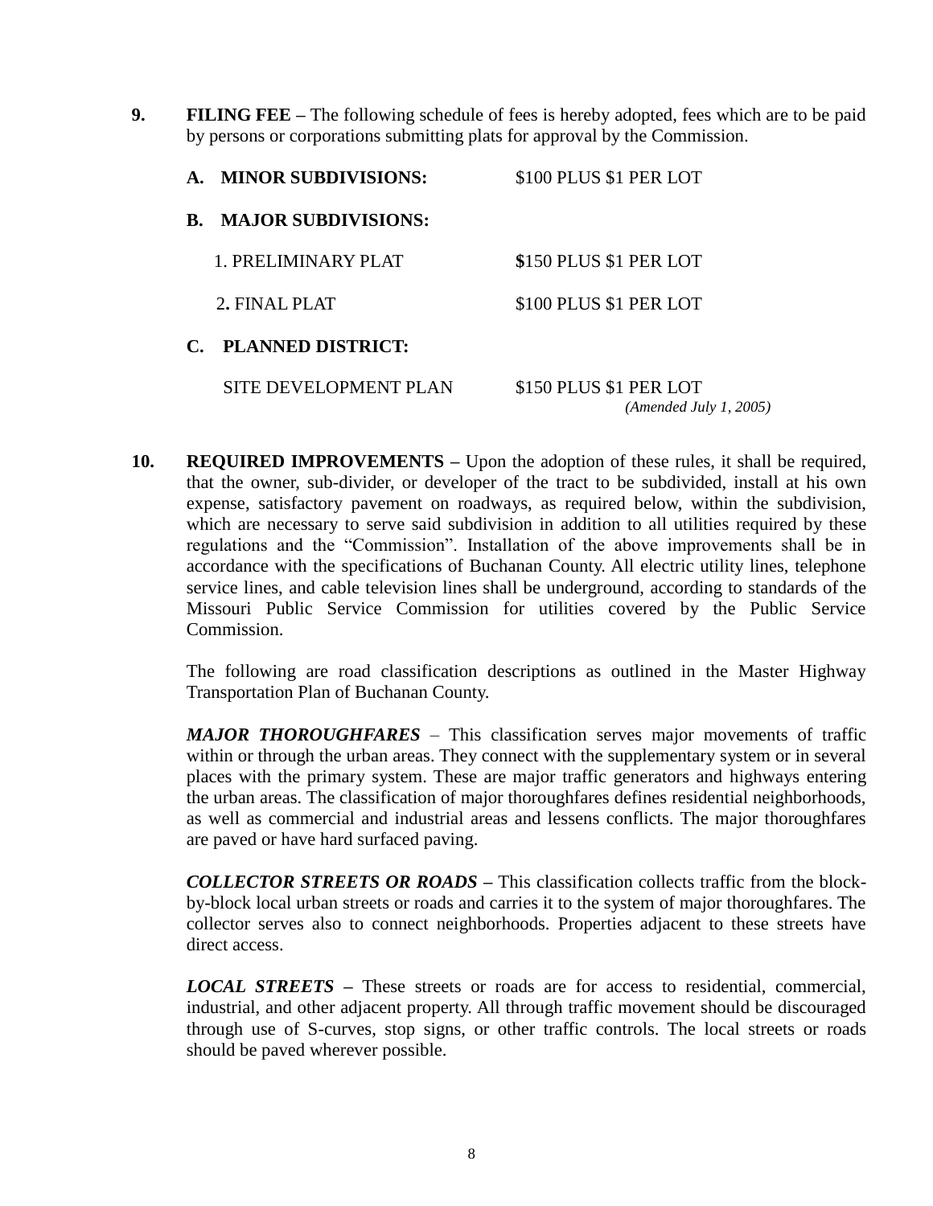**9. FILING FEE –** The following schedule of fees is hereby adopted, fees which are to be paid by persons or corporations submitting plats for approval by the Commission.

| | |
|---|---|
| **A. MINOR SUBDIVISIONS:** | $100 PLUS $1 PER LOT |
| **B. MAJOR SUBDIVISIONS:** | |
| 1. PRELIMINARY PLAT | $150 PLUS $1 PER LOT |
| 2. FINAL PLAT | $100 PLUS $1 PER LOT |
| **C. PLANNED DISTRICT:** | |
| SITE DEVELOPMENT PLAN | $150 PLUS $1 PER LOT |

*(Amended July 1, 2005)*

**10. REQUIRED IMPROVEMENTS –** Upon the adoption of these rules, it shall be required, that the owner, sub-divider, or developer of the tract to be subdivided, install at his own expense, satisfactory pavement on roadways, as required below, within the subdivision, which are necessary to serve said subdivision in addition to all utilities required by these regulations and the "Commission". Installation of the above improvements shall be in accordance with the specifications of Buchanan County. All electric utility lines, telephone service lines, and cable television lines shall be underground, according to standards of the Missouri Public Service Commission for utilities covered by the Public Service Commission.

The following are road classification descriptions as outlined in the Master Highway Transportation Plan of Buchanan County.

***MAJOR THOROUGHFARES*** – This classification serves major movements of traffic within or through the urban areas. They connect with the supplementary system or in several places with the primary system. These are major traffic generators and highways entering the urban areas. The classification of major thoroughfares defines residential neighborhoods, as well as commercial and industrial areas and lessens conflicts. The major thoroughfares are paved or have hard surfaced paving.

***COLLECTOR STREETS OR ROADS*** **–** This classification collects traffic from the block-by-block local urban streets or roads and carries it to the system of major thoroughfares. The collector serves also to connect neighborhoods. Properties adjacent to these streets have direct access.

***LOCAL STREETS*** **–** These streets or roads are for access to residential, commercial, industrial, and other adjacent property. All through traffic movement should be discouraged through use of S-curves, stop signs, or other traffic controls. The local streets or roads should be paved wherever possible.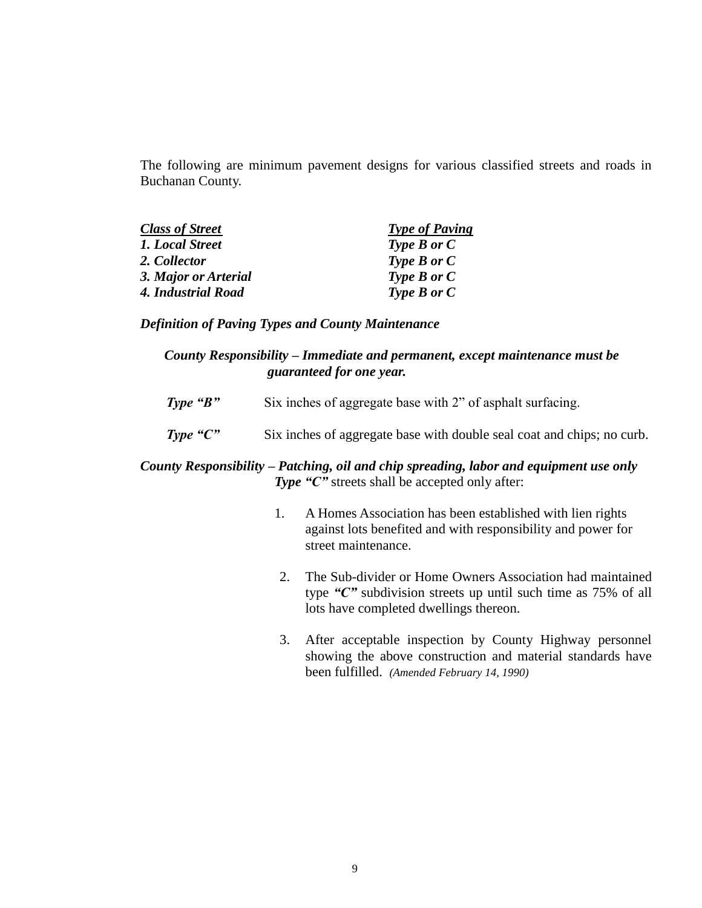The following are minimum pavement designs for various classified streets and roads in Buchanan County.

| ***Class of Street*** | ***Type of Paving*** |
|---|---|
| ***1. Local Street*** | ***Type B or C*** |
| ***2. Collector*** | ***Type B or C*** |
| ***3. Major or Arterial*** | ***Type B or C*** |
| ***4. Industrial Road*** | ***Type B or C*** |

***Definition of Paving Types and County Maintenance***

***County Responsibility – Immediate and permanent, except maintenance must be guaranteed for one year.***

***Type "B"*** Six inches of aggregate base with 2" of asphalt surfacing.

***Type "C"*** Six inches of aggregate base with double seal coat and chips; no curb.

***County Responsibility – Patching, oil and chip spreading, labor and equipment use only***
***Type "C"*** streets shall be accepted only after:

1. A Homes Association has been established with lien rights against lots benefited and with responsibility and power for street maintenance.

2. The Sub-divider or Home Owners Association had maintained type ***"C"*** subdivision streets up until such time as 75% of all lots have completed dwellings thereon.

3. After acceptable inspection by County Highway personnel showing the above construction and material standards have been fulfilled. *(Amended February 14, 1990)*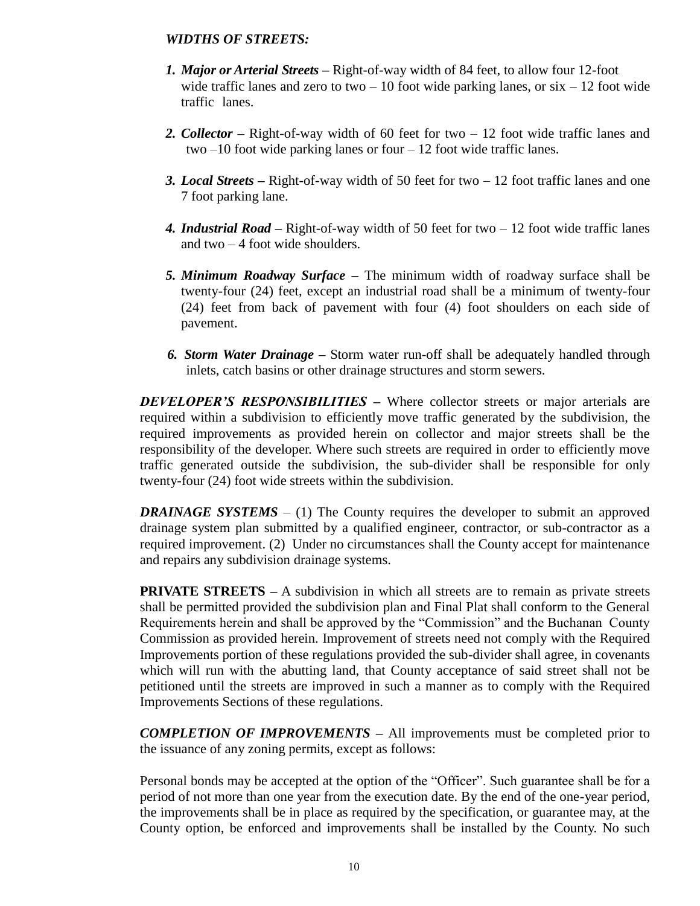***WIDTHS OF STREETS:***

1. ***Major or Arterial Streets*** – Right-of-way width of 84 feet, to allow four 12-foot wide traffic lanes and zero to two – 10 foot wide parking lanes, or six – 12 foot wide traffic lanes.

2. ***Collector*** – Right-of-way width of 60 feet for two – 12 foot wide traffic lanes and two –10 foot wide parking lanes or four – 12 foot wide traffic lanes.

3. ***Local Streets*** – Right-of-way width of 50 feet for two – 12 foot traffic lanes and one 7 foot parking lane.

4. ***Industrial Road*** – Right-of-way width of 50 feet for two – 12 foot wide traffic lanes and two – 4 foot wide shoulders.

5. ***Minimum Roadway Surface*** – The minimum width of roadway surface shall be twenty-four (24) feet, except an industrial road shall be a minimum of twenty-four (24) feet from back of pavement with four (4) foot shoulders on each side of pavement.

6. ***Storm Water Drainage*** – Storm water run-off shall be adequately handled through inlets, catch basins or other drainage structures and storm sewers.

***DEVELOPER'S RESPONSIBILITIES*** – Where collector streets or major arterials are required within a subdivision to efficiently move traffic generated by the subdivision, the required improvements as provided herein on collector and major streets shall be the responsibility of the developer. Where such streets are required in order to efficiently move traffic generated outside the subdivision, the sub-divider shall be responsible for only twenty-four (24) foot wide streets within the subdivision.

***DRAINAGE SYSTEMS*** – (1) The County requires the developer to submit an approved drainage system plan submitted by a qualified engineer, contractor, or sub-contractor as a required improvement. (2) Under no circumstances shall the County accept for maintenance and repairs any subdivision drainage systems.

**PRIVATE STREETS** – A subdivision in which all streets are to remain as private streets shall be permitted provided the subdivision plan and Final Plat shall conform to the General Requirements herein and shall be approved by the "Commission" and the Buchanan County Commission as provided herein. Improvement of streets need not comply with the Required Improvements portion of these regulations provided the sub-divider shall agree, in covenants which will run with the abutting land, that County acceptance of said street shall not be petitioned until the streets are improved in such a manner as to comply with the Required Improvements Sections of these regulations.

***COMPLETION OF IMPROVEMENTS*** – All improvements must be completed prior to the issuance of any zoning permits, except as follows:

Personal bonds may be accepted at the option of the "Officer". Such guarantee shall be for a period of not more than one year from the execution date. By the end of the one-year period, the improvements shall be in place as required by the specification, or guarantee may, at the County option, be enforced and improvements shall be installed by the County. No such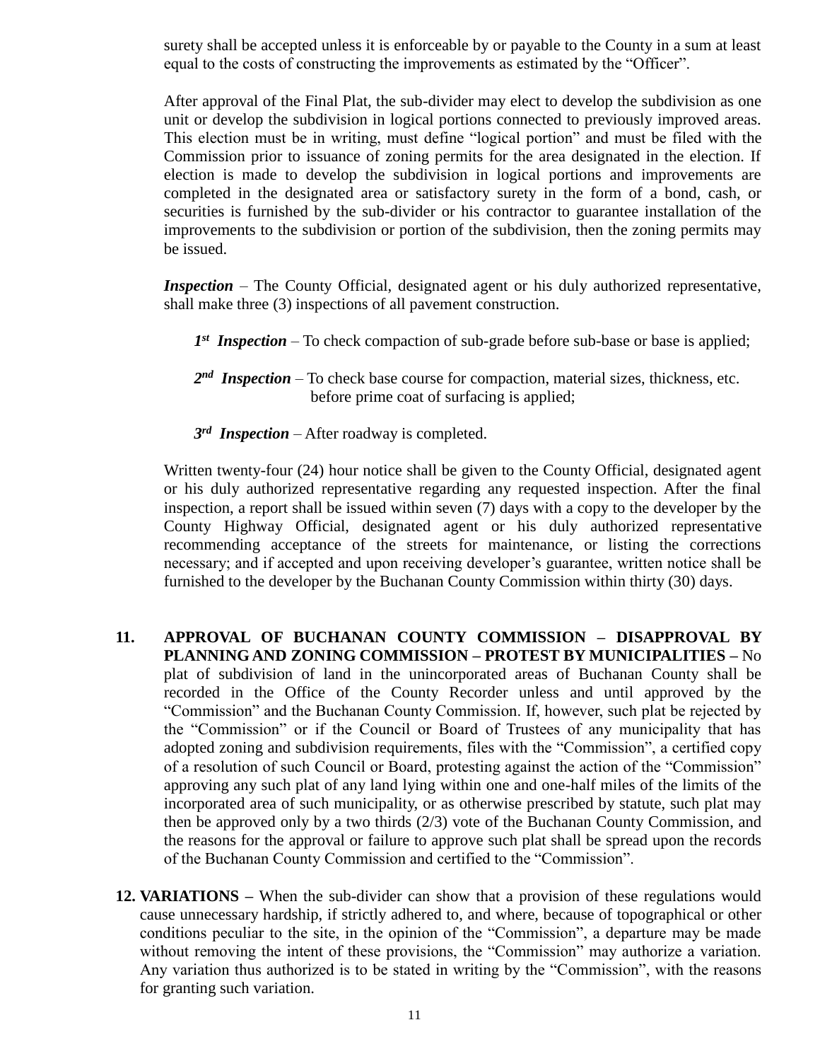surety shall be accepted unless it is enforceable by or payable to the County in a sum at least equal to the costs of constructing the improvements as estimated by the "Officer".

After approval of the Final Plat, the sub-divider may elect to develop the subdivision as one unit or develop the subdivision in logical portions connected to previously improved areas. This election must be in writing, must define "logical portion" and must be filed with the Commission prior to issuance of zoning permits for the area designated in the election. If election is made to develop the subdivision in logical portions and improvements are completed in the designated area or satisfactory surety in the form of a bond, cash, or securities is furnished by the sub-divider or his contractor to guarantee installation of the improvements to the subdivision or portion of the subdivision, then the zoning permits may be issued.

***Inspection*** – The County Official, designated agent or his duly authorized representative, shall make three (3) inspections of all pavement construction.

> ***1st Inspection*** – To check compaction of sub-grade before sub-base or base is applied;
>
> ***2nd Inspection*** – To check base course for compaction, material sizes, thickness, etc. before prime coat of surfacing is applied;
>
> ***3rd Inspection*** – After roadway is completed.

Written twenty-four (24) hour notice shall be given to the County Official, designated agent or his duly authorized representative regarding any requested inspection. After the final inspection, a report shall be issued within seven (7) days with a copy to the developer by the County Highway Official, designated agent or his duly authorized representative recommending acceptance of the streets for maintenance, or listing the corrections necessary; and if accepted and upon receiving developer's guarantee, written notice shall be furnished to the developer by the Buchanan County Commission within thirty (30) days.

**11. APPROVAL OF BUCHANAN COUNTY COMMISSION – DISAPPROVAL BY PLANNING AND ZONING COMMISSION – PROTEST BY MUNICIPALITIES –** No plat of subdivision of land in the unincorporated areas of Buchanan County shall be recorded in the Office of the County Recorder unless and until approved by the "Commission" and the Buchanan County Commission. If, however, such plat be rejected by the "Commission" or if the Council or Board of Trustees of any municipality that has adopted zoning and subdivision requirements, files with the "Commission", a certified copy of a resolution of such Council or Board, protesting against the action of the "Commission" approving any such plat of any land lying within one and one-half miles of the limits of the incorporated area of such municipality, or as otherwise prescribed by statute, such plat may then be approved only by a two thirds (2/3) vote of the Buchanan County Commission, and the reasons for the approval or failure to approve such plat shall be spread upon the records of the Buchanan County Commission and certified to the "Commission".

**12. VARIATIONS –** When the sub-divider can show that a provision of these regulations would cause unnecessary hardship, if strictly adhered to, and where, because of topographical or other conditions peculiar to the site, in the opinion of the "Commission", a departure may be made without removing the intent of these provisions, the "Commission" may authorize a variation. Any variation thus authorized is to be stated in writing by the "Commission", with the reasons for granting such variation.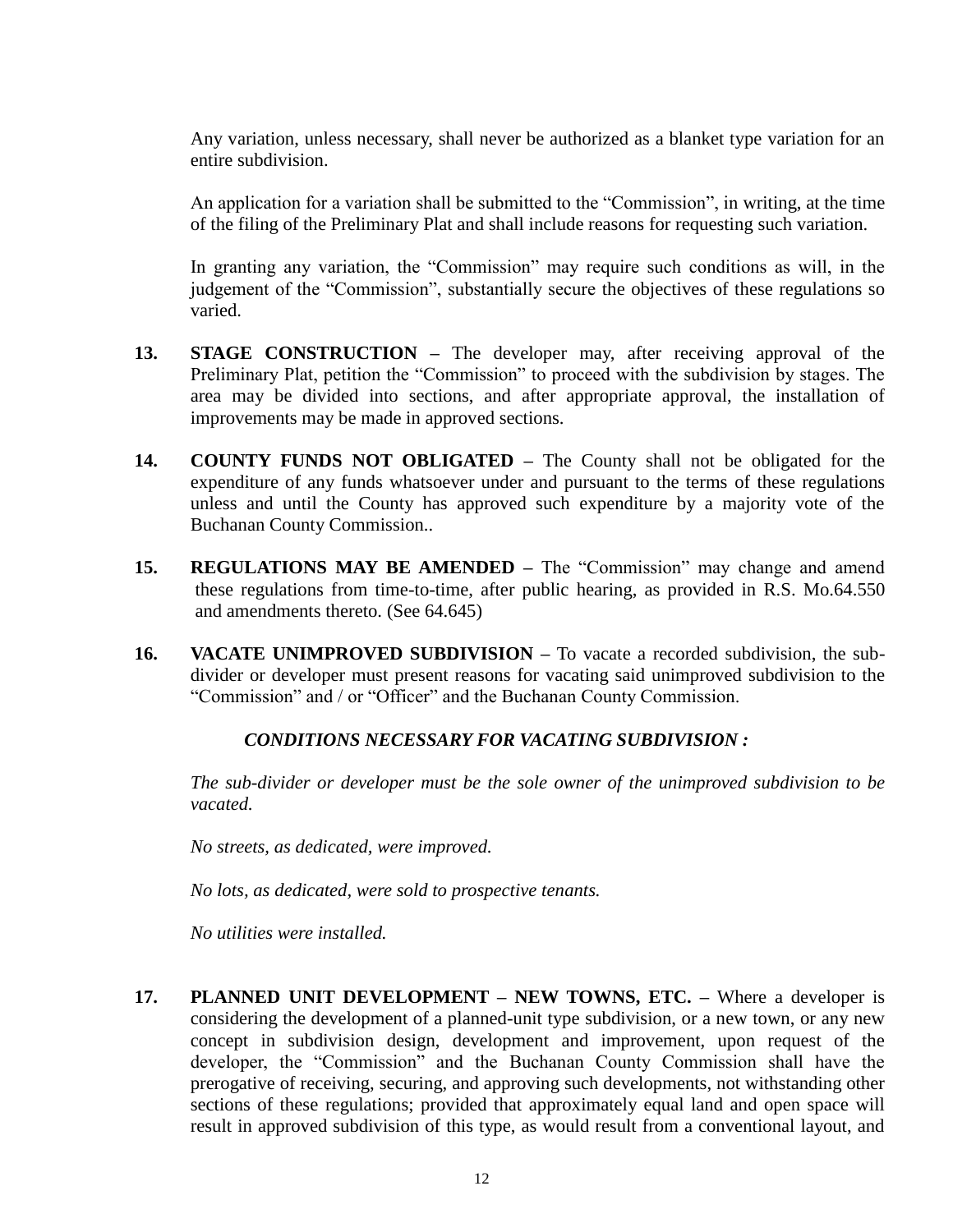Any variation, unless necessary, shall never be authorized as a blanket type variation for an entire subdivision.

An application for a variation shall be submitted to the "Commission", in writing, at the time of the filing of the Preliminary Plat and shall include reasons for requesting such variation.

In granting any variation, the "Commission" may require such conditions as will, in the judgement of the "Commission", substantially secure the objectives of these regulations so varied.

**13. STAGE CONSTRUCTION –** The developer may, after receiving approval of the Preliminary Plat, petition the "Commission" to proceed with the subdivision by stages. The area may be divided into sections, and after appropriate approval, the installation of improvements may be made in approved sections.

**14. COUNTY FUNDS NOT OBLIGATED –** The County shall not be obligated for the expenditure of any funds whatsoever under and pursuant to the terms of these regulations unless and until the County has approved such expenditure by a majority vote of the Buchanan County Commission..

**15. REGULATIONS MAY BE AMENDED –** The "Commission" may change and amend these regulations from time-to-time, after public hearing, as provided in R.S. Mo.64.550 and amendments thereto. (See 64.645)

**16. VACATE UNIMPROVED SUBDIVISION –** To vacate a recorded subdivision, the sub-divider or developer must present reasons for vacating said unimproved subdivision to the "Commission" and / or "Officer" and the Buchanan County Commission.

***CONDITIONS NECESSARY FOR VACATING SUBDIVISION :***

*The sub-divider or developer must be the sole owner of the unimproved subdivision to be vacated.*

*No streets, as dedicated, were improved.*

*No lots, as dedicated, were sold to prospective tenants.*

*No utilities were installed.*

**17. PLANNED UNIT DEVELOPMENT – NEW TOWNS, ETC. –** Where a developer is considering the development of a planned-unit type subdivision, or a new town, or any new concept in subdivision design, development and improvement, upon request of the developer, the "Commission" and the Buchanan County Commission shall have the prerogative of receiving, securing, and approving such developments, not withstanding other sections of these regulations; provided that approximately equal land and open space will result in approved subdivision of this type, as would result from a conventional layout, and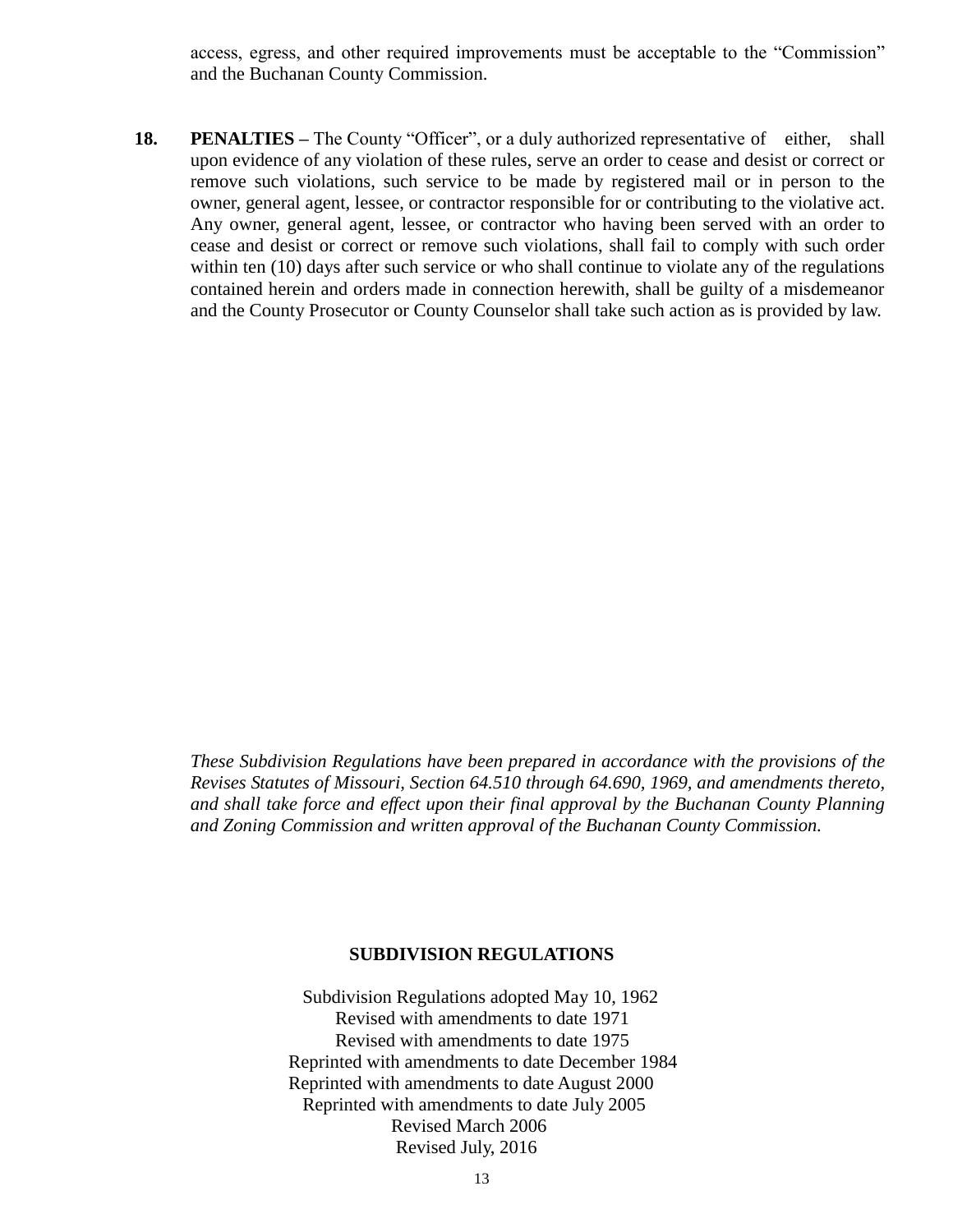access, egress, and other required improvements must be acceptable to the "Commission" and the Buchanan County Commission.

**18. PENALTIES –** The County "Officer", or a duly authorized representative of either, shall upon evidence of any violation of these rules, serve an order to cease and desist or correct or remove such violations, such service to be made by registered mail or in person to the owner, general agent, lessee, or contractor responsible for or contributing to the violative act. Any owner, general agent, lessee, or contractor who having been served with an order to cease and desist or correct or remove such violations, shall fail to comply with such order within ten (10) days after such service or who shall continue to violate any of the regulations contained herein and orders made in connection herewith, shall be guilty of a misdemeanor and the County Prosecutor or County Counselor shall take such action as is provided by law.

*These Subdivision Regulations have been prepared in accordance with the provisions of the Revises Statutes of Missouri, Section 64.510 through 64.690, 1969, and amendments thereto, and shall take force and effect upon their final approval by the Buchanan County Planning and Zoning Commission and written approval of the Buchanan County Commission.*

**SUBDIVISION REGULATIONS**

Subdivision Regulations adopted May 10, 1962
Revised with amendments to date 1971
Revised with amendments to date 1975
Reprinted with amendments to date December 1984
Reprinted with amendments to date August 2000
Reprinted with amendments to date July 2005
Revised March 2006
Revised July, 2016